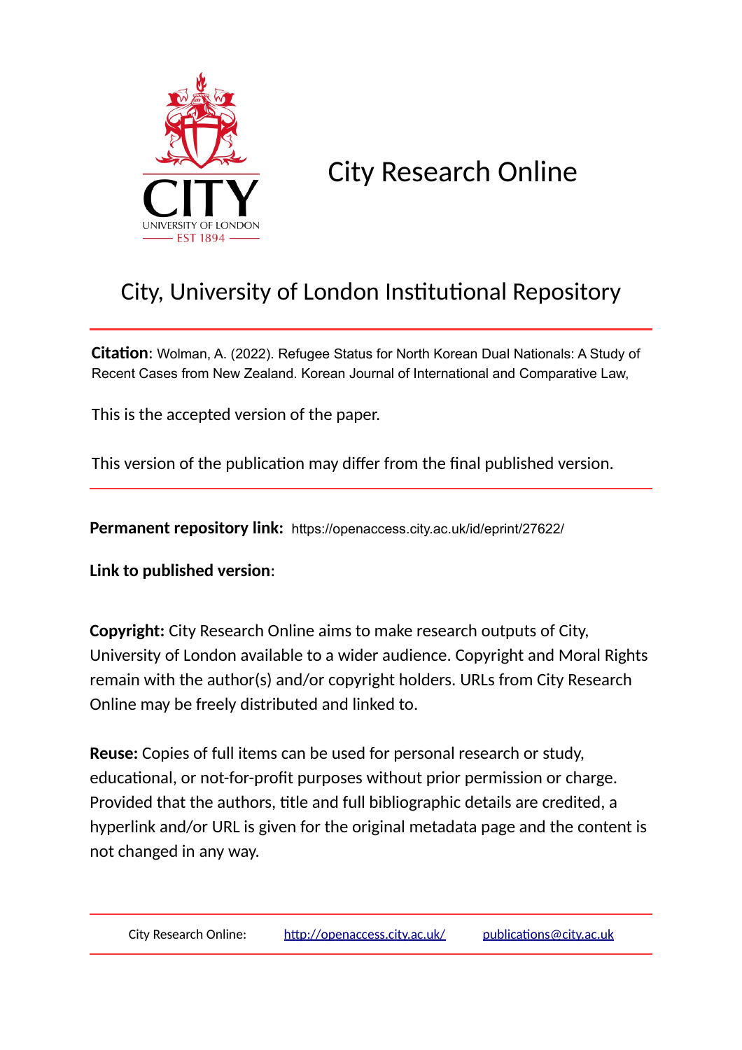City Research Online

# City, University of London Institutional Repository

**Citation**: Wolman, A. (2022). Refugee Status for North Korean Dual Nationals: A Study of Recent Cases from New Zealand. Korean Journal of International and Comparative Law,

This is the accepted version of the paper.

This version of the publication may differ from the final published version.

**Permanent repository link:** https://openaccess.city.ac.uk/id/eprint/27622/

**Link to published version**:

**Copyright:** City Research Online aims to make research outputs of City, University of London available to a wider audience. Copyright and Moral Rights remain with the author(s) and/or copyright holders. URLs from City Research Online may be freely distributed and linked to.

**Reuse:** Copies of full items can be used for personal research or study, educational, or not-for-profit purposes without prior permission or charge. Provided that the authors, title and full bibliographic details are credited, a hyperlink and/or URL is given for the original metadata page and the content is not changed in any way.

City Research Online: http://openaccess.city.ac.uk/ publications@city.ac.uk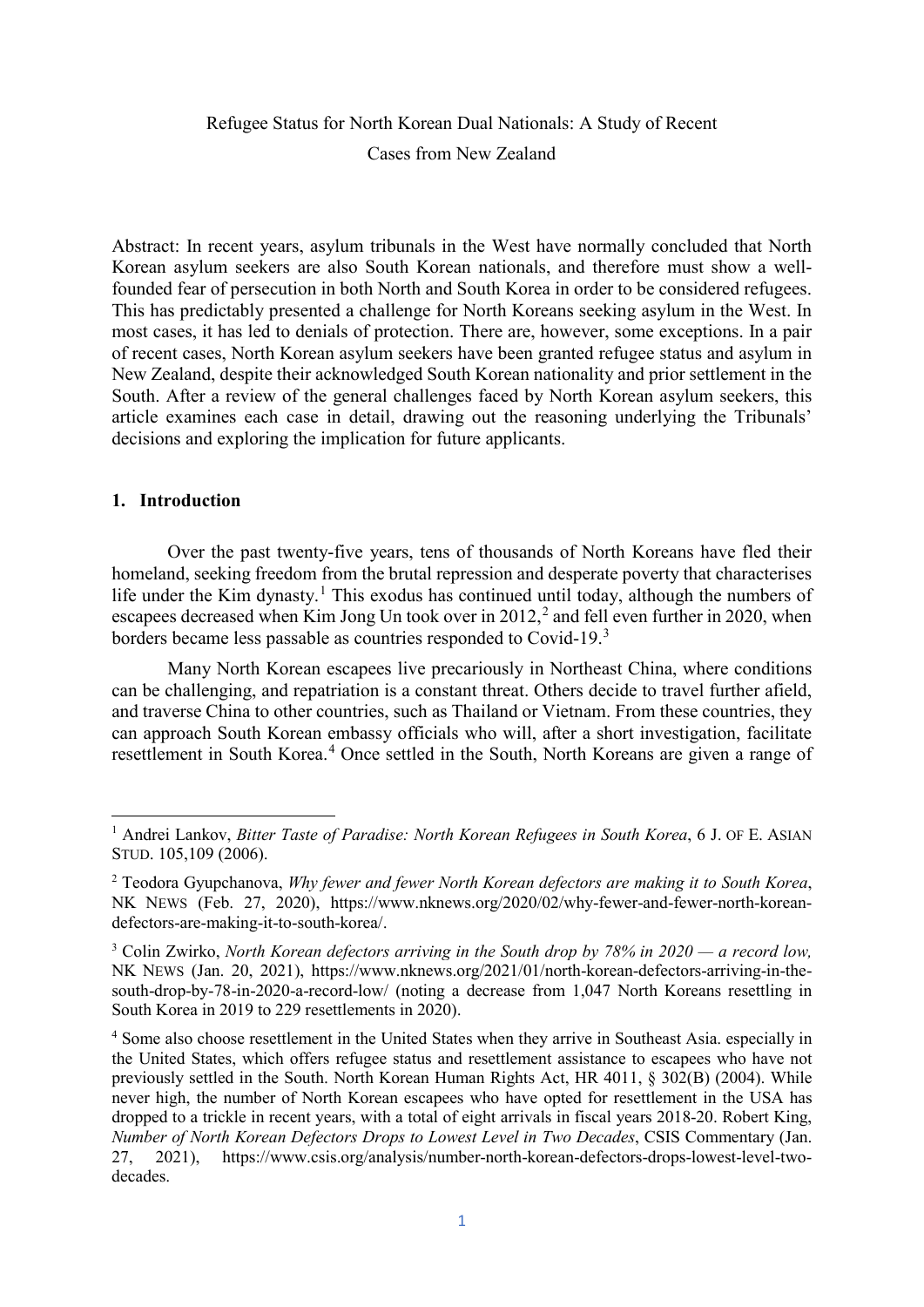Refugee Status for North Korean Dual Nationals: A Study of Recent Cases from New Zealand

Abstract: In recent years, asylum tribunals in the West have normally concluded that North Korean asylum seekers are also South Korean nationals, and therefore must show a well-founded fear of persecution in both North and South Korea in order to be considered refugees. This has predictably presented a challenge for North Koreans seeking asylum in the West. In most cases, it has led to denials of protection. There are, however, some exceptions. In a pair of recent cases, North Korean asylum seekers have been granted refugee status and asylum in New Zealand, despite their acknowledged South Korean nationality and prior settlement in the South. After a review of the general challenges faced by North Korean asylum seekers, this article examines each case in detail, drawing out the reasoning underlying the Tribunals' decisions and exploring the implication for future applicants.

## 1. Introduction

Over the past twenty-five years, tens of thousands of North Koreans have fled their homeland, seeking freedom from the brutal repression and desperate poverty that characterises life under the Kim dynasty.[1] This exodus has continued until today, although the numbers of escapees decreased when Kim Jong Un took over in 2012,[2] and fell even further in 2020, when borders became less passable as countries responded to Covid-19.[3]

Many North Korean escapees live precariously in Northeast China, where conditions can be challenging, and repatriation is a constant threat. Others decide to travel further afield, and traverse China to other countries, such as Thailand or Vietnam. From these countries, they can approach South Korean embassy officials who will, after a short investigation, facilitate resettlement in South Korea.[4] Once settled in the South, North Koreans are given a range of

---

[1] Andrei Lankov, *Bitter Taste of Paradise: North Korean Refugees in South Korea*, 6 J. OF E. ASIAN STUD. 105,109 (2006).

[2] Teodora Gyupchanova, *Why fewer and fewer North Korean defectors are making it to South Korea*, NK NEWS (Feb. 27, 2020), https://www.nknews.org/2020/02/why-fewer-and-fewer-north-korean-defectors-are-making-it-to-south-korea/.

[3] Colin Zwirko, *North Korean defectors arriving in the South drop by 78% in 2020 — a record low,* NK NEWS (Jan. 20, 2021), https://www.nknews.org/2021/01/north-korean-defectors-arriving-in-the-south-drop-by-78-in-2020-a-record-low/ (noting a decrease from 1,047 North Koreans resettling in South Korea in 2019 to 229 resettlements in 2020).

[4] Some also choose resettlement in the United States when they arrive in Southeast Asia. especially in the United States, which offers refugee status and resettlement assistance to escapees who have not previously settled in the South. North Korean Human Rights Act, HR 4011, § 302(B) (2004). While never high, the number of North Korean escapees who have opted for resettlement in the USA has dropped to a trickle in recent years, with a total of eight arrivals in fiscal years 2018-20. Robert King, *Number of North Korean Defectors Drops to Lowest Level in Two Decades*, CSIS Commentary (Jan. 27, 2021), https://www.csis.org/analysis/number-north-korean-defectors-drops-lowest-level-two-decades.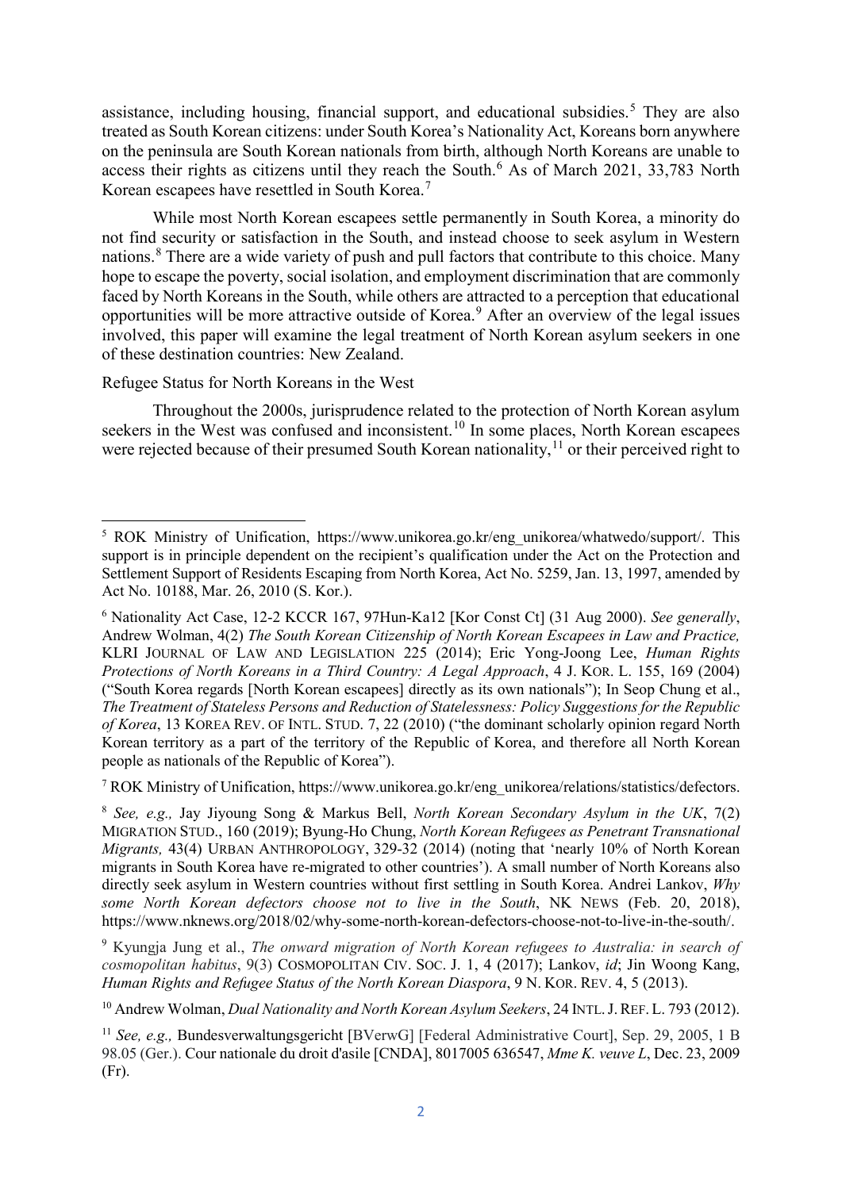assistance, including housing, financial support, and educational subsidies.[5] They are also treated as South Korean citizens: under South Korea's Nationality Act, Koreans born anywhere on the peninsula are South Korean nationals from birth, although North Koreans are unable to access their rights as citizens until they reach the South.[6] As of March 2021, 33,783 North Korean escapees have resettled in South Korea.[7]

While most North Korean escapees settle permanently in South Korea, a minority do not find security or satisfaction in the South, and instead choose to seek asylum in Western nations.[8] There are a wide variety of push and pull factors that contribute to this choice. Many hope to escape the poverty, social isolation, and employment discrimination that are commonly faced by North Koreans in the South, while others are attracted to a perception that educational opportunities will be more attractive outside of Korea.[9] After an overview of the legal issues involved, this paper will examine the legal treatment of North Korean asylum seekers in one of these destination countries: New Zealand.

Refugee Status for North Koreans in the West

Throughout the 2000s, jurisprudence related to the protection of North Korean asylum seekers in the West was confused and inconsistent.[10] In some places, North Korean escapees were rejected because of their presumed South Korean nationality,[11] or their perceived right to

---

[5] ROK Ministry of Unification, https://www.unikorea.go.kr/eng_unikorea/whatwedo/support/. This support is in principle dependent on the recipient's qualification under the Act on the Protection and Settlement Support of Residents Escaping from North Korea, Act No. 5259, Jan. 13, 1997, amended by Act No. 10188, Mar. 26, 2010 (S. Kor.).

[6] Nationality Act Case, 12-2 KCCR 167, 97Hun-Ka12 [Kor Const Ct] (31 Aug 2000). *See generally*, Andrew Wolman, 4(2) *The South Korean Citizenship of North Korean Escapees in Law and Practice,* KLRI JOURNAL OF LAW AND LEGISLATION 225 (2014); Eric Yong-Joong Lee, *Human Rights Protections of North Koreans in a Third Country: A Legal Approach*, 4 J. KOR. L. 155, 169 (2004) ("South Korea regards [North Korean escapees] directly as its own nationals"); In Seop Chung et al., *The Treatment of Stateless Persons and Reduction of Statelessness: Policy Suggestions for the Republic of Korea*, 13 KOREA REV. OF INTL. STUD. 7, 22 (2010) ("the dominant scholarly opinion regard North Korean territory as a part of the territory of the Republic of Korea, and therefore all North Korean people as nationals of the Republic of Korea").

[7] ROK Ministry of Unification, https://www.unikorea.go.kr/eng_unikorea/relations/statistics/defectors.

[8] *See, e.g.,* Jay Jiyoung Song & Markus Bell, *North Korean Secondary Asylum in the UK*, 7(2) MIGRATION STUD., 160 (2019); Byung-Ho Chung, *North Korean Refugees as Penetrant Transnational Migrants,* 43(4) URBAN ANTHROPOLOGY, 329-32 (2014) (noting that 'nearly 10% of North Korean migrants in South Korea have re-migrated to other countries'). A small number of North Koreans also directly seek asylum in Western countries without first settling in South Korea. Andrei Lankov, *Why some North Korean defectors choose not to live in the South*, NK NEWS (Feb. 20, 2018), https://www.nknews.org/2018/02/why-some-north-korean-defectors-choose-not-to-live-in-the-south/.

[9] Kyungja Jung et al., *The onward migration of North Korean refugees to Australia: in search of cosmopolitan habitus*, 9(3) COSMOPOLITAN CIV. SOC. J. 1, 4 (2017); Lankov, *id*; Jin Woong Kang, *Human Rights and Refugee Status of the North Korean Diaspora*, 9 N. KOR. REV. 4, 5 (2013).

[10] Andrew Wolman, *Dual Nationality and North Korean Asylum Seekers*, 24 INTL. J. REF. L. 793 (2012).

[11] *See, e.g.,* Bundesverwaltungsgericht [BVerwG] [Federal Administrative Court], Sep. 29, 2005, 1 B 98.05 (Ger.). Cour nationale du droit d'asile [CNDA], 8017005 636547, *Mme K. veuve L*, Dec. 23, 2009 (Fr).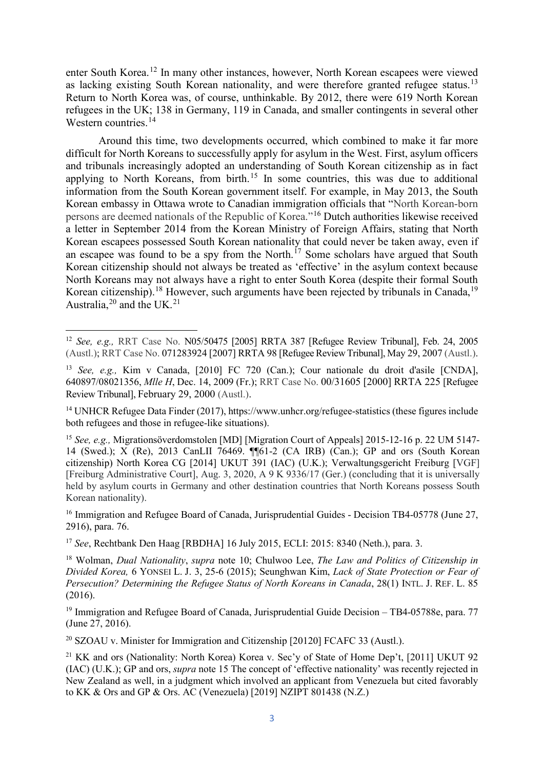enter South Korea.[12] In many other instances, however, North Korean escapees were viewed as lacking existing South Korean nationality, and were therefore granted refugee status.[13] Return to North Korea was, of course, unthinkable. By 2012, there were 619 North Korean refugees in the UK; 138 in Germany, 119 in Canada, and smaller contingents in several other Western countries.[14]

Around this time, two developments occurred, which combined to make it far more difficult for North Koreans to successfully apply for asylum in the West. First, asylum officers and tribunals increasingly adopted an understanding of South Korean citizenship as in fact applying to North Koreans, from birth.[15] In some countries, this was due to additional information from the South Korean government itself. For example, in May 2013, the South Korean embassy in Ottawa wrote to Canadian immigration officials that "North Korean-born persons are deemed nationals of the Republic of Korea."[16] Dutch authorities likewise received a letter in September 2014 from the Korean Ministry of Foreign Affairs, stating that North Korean escapees possessed South Korean nationality that could never be taken away, even if an escapee was found to be a spy from the North.[17] Some scholars have argued that South Korean citizenship should not always be treated as 'effective' in the asylum context because North Koreans may not always have a right to enter South Korea (despite their formal South Korean citizenship).[18] However, such arguments have been rejected by tribunals in Canada,[19] Australia,[20] and the UK.[21]

---

[12] *See, e.g.,* RRT Case No. N05/50475 [2005] RRTA 387 [Refugee Review Tribunal], Feb. 24, 2005 (Austl.); RRT Case No. 071283924 [2007] RRTA 98 [Refugee Review Tribunal], May 29, 2007 (Austl.).

[13] *See, e.g.,* Kim v Canada, [2010] FC 720 (Can.); Cour nationale du droit d'asile [CNDA], 640897/08021356, *Mlle H*, Dec. 14, 2009 (Fr.); RRT Case No. 00/31605 [2000] RRTA 225 [Refugee Review Tribunal], February 29, 2000 (Austl.).

[14] UNHCR Refugee Data Finder (2017), https://www.unhcr.org/refugee-statistics (these figures include both refugees and those in refugee-like situations).

[15] *See, e.g.,* Migrationsöverdomstolen [MD] [Migration Court of Appeals] 2015-12-16 p. 22 UM 5147-14 (Swed.); X (Re), 2013 CanLII 76469. ¶¶61-2 (CA IRB) (Can.); GP and ors (South Korean citizenship) North Korea CG [2014] UKUT 391 (IAC) (U.K.); Verwaltungsgericht Freiburg [VGF] [Freiburg Administrative Court], Aug. 3, 2020, A 9 K 9336/17 (Ger.) (concluding that it is universally held by asylum courts in Germany and other destination countries that North Koreans possess South Korean nationality).

[16] Immigration and Refugee Board of Canada, Jurisprudential Guides - Decision TB4-05778 (June 27, 2916), para. 76.

[17] *See*, Rechtbank Den Haag [RBDHA] 16 July 2015, ECLI: 2015: 8340 (Neth.), para. 3.

[18] Wolman, *Dual Nationality*, *supra* note 10; Chulwoo Lee, *The Law and Politics of Citizenship in Divided Korea,* 6 YONSEI L. J. 3, 25-6 (2015); Seunghwan Kim, *Lack of State Protection or Fear of Persecution? Determining the Refugee Status of North Koreans in Canada*, 28(1) INTL. J. REF. L. 85 (2016).

[19] Immigration and Refugee Board of Canada, Jurisprudential Guide Decision – TB4-05788e, para. 77 (June 27, 2016).

[20] SZOAU v. Minister for Immigration and Citizenship [20120] FCAFC 33 (Austl.).

[21] KK and ors (Nationality: North Korea) Korea v. Sec'y of State of Home Dep't, [2011] UKUT 92 (IAC) (U.K.); GP and ors, *supra* note 15 The concept of 'effective nationality' was recently rejected in New Zealand as well, in a judgment which involved an applicant from Venezuela but cited favorably to KK & Ors and GP & Ors. AC (Venezuela) [2019] NZIPT 801438 (N.Z.)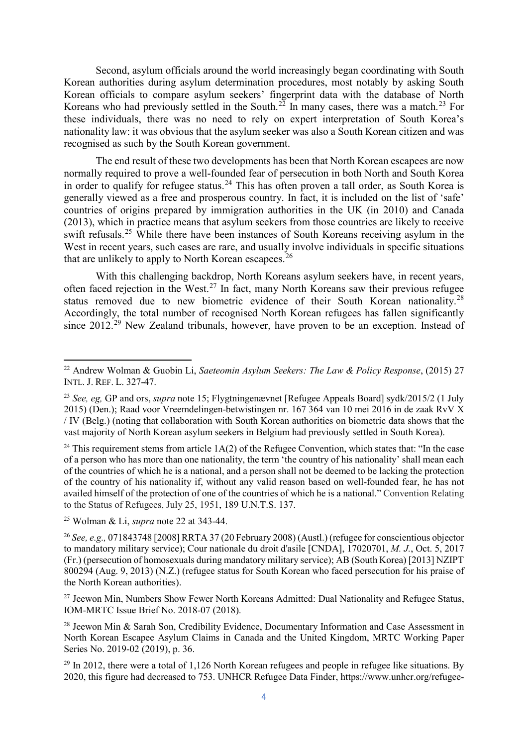Second, asylum officials around the world increasingly began coordinating with South Korean authorities during asylum determination procedures, most notably by asking South Korean officials to compare asylum seekers' fingerprint data with the database of North Koreans who had previously settled in the South.[22] In many cases, there was a match.[23] For these individuals, there was no need to rely on expert interpretation of South Korea's nationality law: it was obvious that the asylum seeker was also a South Korean citizen and was recognised as such by the South Korean government.

The end result of these two developments has been that North Korean escapees are now normally required to prove a well-founded fear of persecution in both North and South Korea in order to qualify for refugee status.[24] This has often proven a tall order, as South Korea is generally viewed as a free and prosperous country. In fact, it is included on the list of 'safe' countries of origins prepared by immigration authorities in the UK (in 2010) and Canada (2013), which in practice means that asylum seekers from those countries are likely to receive swift refusals.[25] While there have been instances of South Koreans receiving asylum in the West in recent years, such cases are rare, and usually involve individuals in specific situations that are unlikely to apply to North Korean escapees.[26]

With this challenging backdrop, North Koreans asylum seekers have, in recent years, often faced rejection in the West.[27] In fact, many North Koreans saw their previous refugee status removed due to new biometric evidence of their South Korean nationality.[28] Accordingly, the total number of recognised North Korean refugees has fallen significantly since 2012.[29] New Zealand tribunals, however, have proven to be an exception. Instead of

---

[22] Andrew Wolman & Guobin Li, *Saeteomin Asylum Seekers: The Law & Policy Response*, (2015) 27 INTL. J. REF. L. 327-47.

[23] *See, eg,* GP and ors, *supra* note 15; Flygtningenævnet [Refugee Appeals Board] sydk/2015/2 (1 July 2015) (Den.); Raad voor Vreemdelingen-betwistingen nr. 167 364 van 10 mei 2016 in de zaak RvV X / IV (Belg.) (noting that collaboration with South Korean authorities on biometric data shows that the vast majority of North Korean asylum seekers in Belgium had previously settled in South Korea).

[24] This requirement stems from article 1A(2) of the Refugee Convention, which states that: "In the case of a person who has more than one nationality, the term 'the country of his nationality' shall mean each of the countries of which he is a national, and a person shall not be deemed to be lacking the protection of the country of his nationality if, without any valid reason based on well-founded fear, he has not availed himself of the protection of one of the countries of which he is a national." Convention Relating to the Status of Refugees, July 25, 1951, 189 U.N.T.S. 137.

[25] Wolman & Li, *supra* note 22 at 343-44.

[26] *See, e.g.,* 071843748 [2008] RRTA 37 (20 February 2008) (Austl.) (refugee for conscientious objector to mandatory military service); Cour nationale du droit d'asile [CNDA], 17020701, *M. J.*, Oct. 5, 2017 (Fr.) (persecution of homosexuals during mandatory military service); AB (South Korea) [2013] NZIPT 800294 (Aug. 9, 2013) (N.Z.) (refugee status for South Korean who faced persecution for his praise of the North Korean authorities).

[27] Jeewon Min, Numbers Show Fewer North Koreans Admitted: Dual Nationality and Refugee Status, IOM-MRTC Issue Brief No. 2018-07 (2018).

[28] Jeewon Min & Sarah Son, Credibility Evidence, Documentary Information and Case Assessment in North Korean Escapee Asylum Claims in Canada and the United Kingdom, MRTC Working Paper Series No. 2019-02 (2019), p. 36.

[29] In 2012, there were a total of 1,126 North Korean refugees and people in refugee like situations. By 2020, this figure had decreased to 753. UNHCR Refugee Data Finder, https://www.unhcr.org/refugee-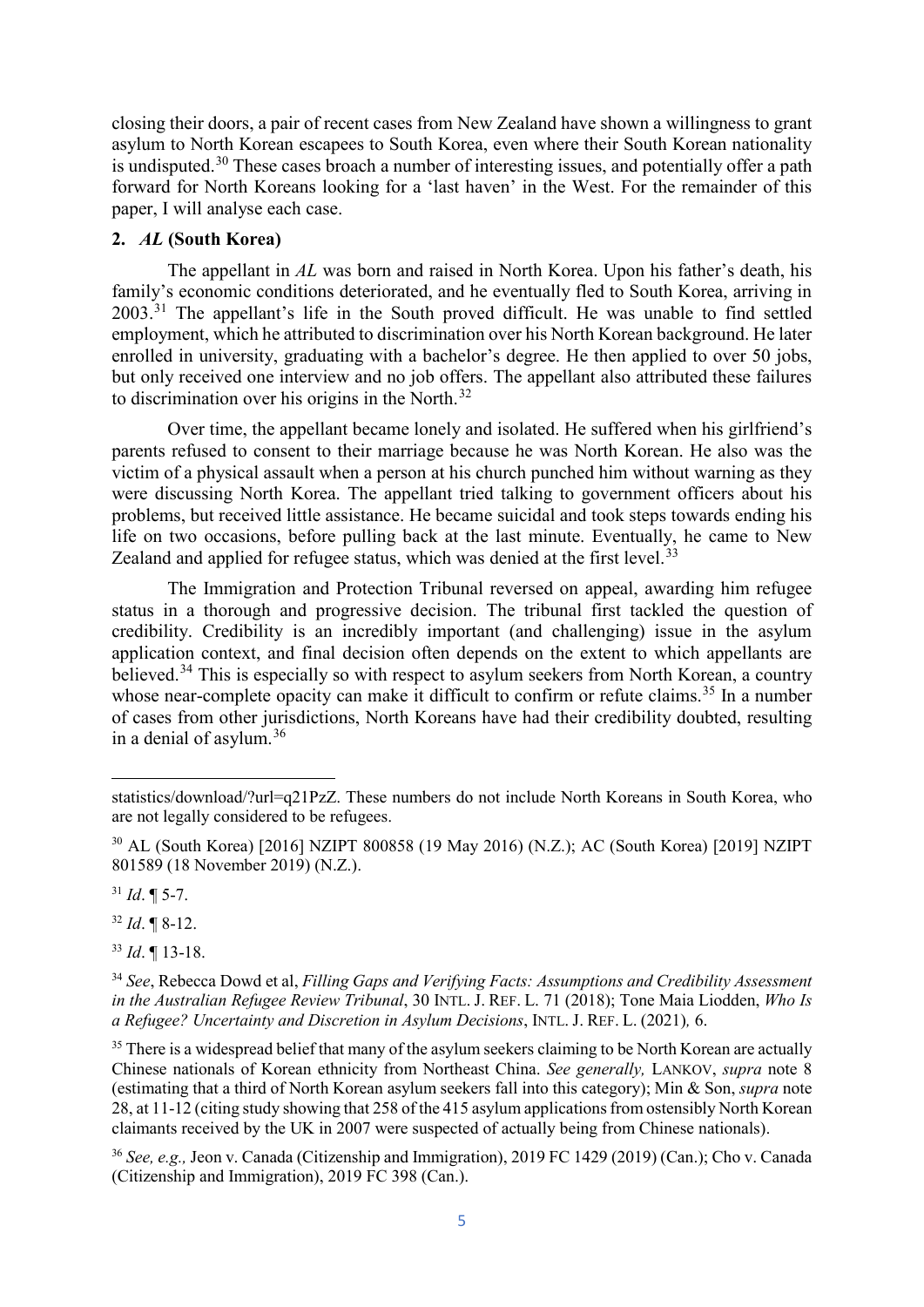closing their doors, a pair of recent cases from New Zealand have shown a willingness to grant asylum to North Korean escapees to South Korea, even where their South Korean nationality is undisputed.[30] These cases broach a number of interesting issues, and potentially offer a path forward for North Koreans looking for a 'last haven' in the West. For the remainder of this paper, I will analyse each case.

## 2. *AL* (South Korea)

The appellant in *AL* was born and raised in North Korea. Upon his father's death, his family's economic conditions deteriorated, and he eventually fled to South Korea, arriving in 2003.[31] The appellant's life in the South proved difficult. He was unable to find settled employment, which he attributed to discrimination over his North Korean background. He later enrolled in university, graduating with a bachelor's degree. He then applied to over 50 jobs, but only received one interview and no job offers. The appellant also attributed these failures to discrimination over his origins in the North.[32]

Over time, the appellant became lonely and isolated. He suffered when his girlfriend's parents refused to consent to their marriage because he was North Korean. He also was the victim of a physical assault when a person at his church punched him without warning as they were discussing North Korea. The appellant tried talking to government officers about his problems, but received little assistance. He became suicidal and took steps towards ending his life on two occasions, before pulling back at the last minute. Eventually, he came to New Zealand and applied for refugee status, which was denied at the first level.[33]

The Immigration and Protection Tribunal reversed on appeal, awarding him refugee status in a thorough and progressive decision. The tribunal first tackled the question of credibility. Credibility is an incredibly important (and challenging) issue in the asylum application context, and final decision often depends on the extent to which appellants are believed.[34] This is especially so with respect to asylum seekers from North Korean, a country whose near-complete opacity can make it difficult to confirm or refute claims.[35] In a number of cases from other jurisdictions, North Koreans have had their credibility doubted, resulting in a denial of asylum.[36]

---

statistics/download/?url=q21PzZ. These numbers do not include North Koreans in South Korea, who are not legally considered to be refugees.

[30] AL (South Korea) [2016] NZIPT 800858 (19 May 2016) (N.Z.); AC (South Korea) [2019] NZIPT 801589 (18 November 2019) (N.Z.).

[31] *Id*. ¶ 5-7.

[32] *Id*. ¶ 8-12.

[33] *Id*. ¶ 13-18.

[34] *See*, Rebecca Dowd et al, *Filling Gaps and Verifying Facts: Assumptions and Credibility Assessment in the Australian Refugee Review Tribunal*, 30 INTL. J. REF. L. 71 (2018); Tone Maia Liodden, *Who Is a Refugee? Uncertainty and Discretion in Asylum Decisions*, INTL. J. REF. L. (2021)*,* 6.

[35] There is a widespread belief that many of the asylum seekers claiming to be North Korean are actually Chinese nationals of Korean ethnicity from Northeast China. *See generally,* LANKOV, *supra* note 8 (estimating that a third of North Korean asylum seekers fall into this category); Min & Son, *supra* note 28, at 11-12 (citing study showing that 258 of the 415 asylum applications from ostensibly North Korean claimants received by the UK in 2007 were suspected of actually being from Chinese nationals).

[36] *See, e.g.,* Jeon v. Canada (Citizenship and Immigration), 2019 FC 1429 (2019) (Can.); Cho v. Canada (Citizenship and Immigration), 2019 FC 398 (Can.).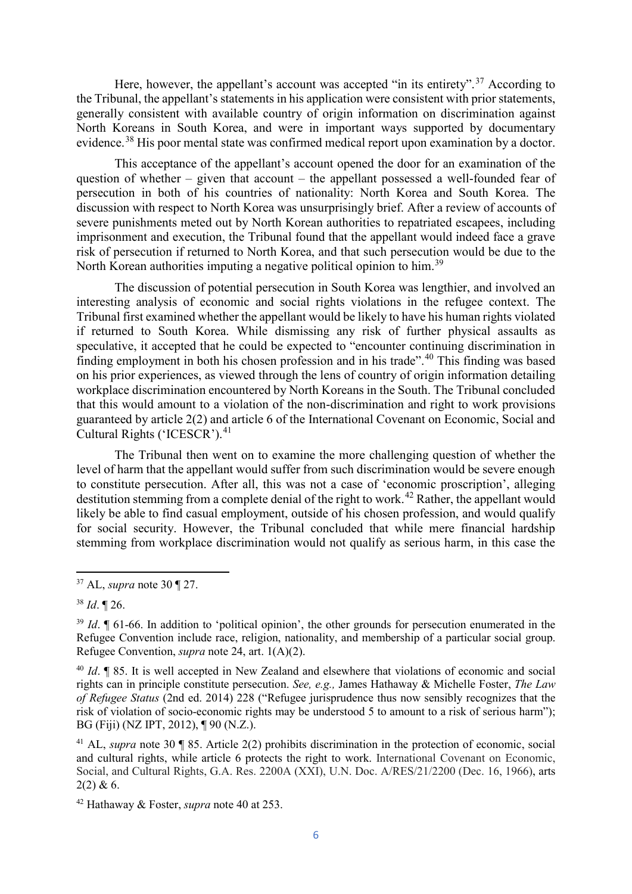Here, however, the appellant's account was accepted "in its entirety".[37] According to the Tribunal, the appellant's statements in his application were consistent with prior statements, generally consistent with available country of origin information on discrimination against North Koreans in South Korea, and were in important ways supported by documentary evidence.[38] His poor mental state was confirmed medical report upon examination by a doctor.

This acceptance of the appellant's account opened the door for an examination of the question of whether – given that account – the appellant possessed a well-founded fear of persecution in both of his countries of nationality: North Korea and South Korea. The discussion with respect to North Korea was unsurprisingly brief. After a review of accounts of severe punishments meted out by North Korean authorities to repatriated escapees, including imprisonment and execution, the Tribunal found that the appellant would indeed face a grave risk of persecution if returned to North Korea, and that such persecution would be due to the North Korean authorities imputing a negative political opinion to him.[39]

The discussion of potential persecution in South Korea was lengthier, and involved an interesting analysis of economic and social rights violations in the refugee context. The Tribunal first examined whether the appellant would be likely to have his human rights violated if returned to South Korea. While dismissing any risk of further physical assaults as speculative, it accepted that he could be expected to "encounter continuing discrimination in finding employment in both his chosen profession and in his trade".[40] This finding was based on his prior experiences, as viewed through the lens of country of origin information detailing workplace discrimination encountered by North Koreans in the South. The Tribunal concluded that this would amount to a violation of the non-discrimination and right to work provisions guaranteed by article 2(2) and article 6 of the International Covenant on Economic, Social and Cultural Rights ('ICESCR').[41]

The Tribunal then went on to examine the more challenging question of whether the level of harm that the appellant would suffer from such discrimination would be severe enough to constitute persecution. After all, this was not a case of 'economic proscription', alleging destitution stemming from a complete denial of the right to work.[42] Rather, the appellant would likely be able to find casual employment, outside of his chosen profession, and would qualify for social security. However, the Tribunal concluded that while mere financial hardship stemming from workplace discrimination would not qualify as serious harm, in this case the

---

[37] AL, *supra* note 30 ¶ 27.

[38] *Id*. ¶ 26.

[39] *Id*. ¶ 61-66. In addition to 'political opinion', the other grounds for persecution enumerated in the Refugee Convention include race, religion, nationality, and membership of a particular social group. Refugee Convention, *supra* note 24, art. 1(A)(2).

[40] *Id*. ¶ 85. It is well accepted in New Zealand and elsewhere that violations of economic and social rights can in principle constitute persecution. *See, e.g.,* James Hathaway & Michelle Foster, *The Law of Refugee Status* (2nd ed. 2014) 228 ("Refugee jurisprudence thus now sensibly recognizes that the risk of violation of socio-economic rights may be understood 5 to amount to a risk of serious harm"); BG (Fiji) (NZ IPT, 2012), ¶ 90 (N.Z.).

[41] AL, *supra* note 30 ¶ 85. Article 2(2) prohibits discrimination in the protection of economic, social and cultural rights, while article 6 protects the right to work. International Covenant on Economic, Social, and Cultural Rights, G.A. Res. 2200A (XXI), U.N. Doc. A/RES/21/2200 (Dec. 16, 1966), arts 2(2) & 6.

[42] Hathaway & Foster, *supra* note 40 at 253.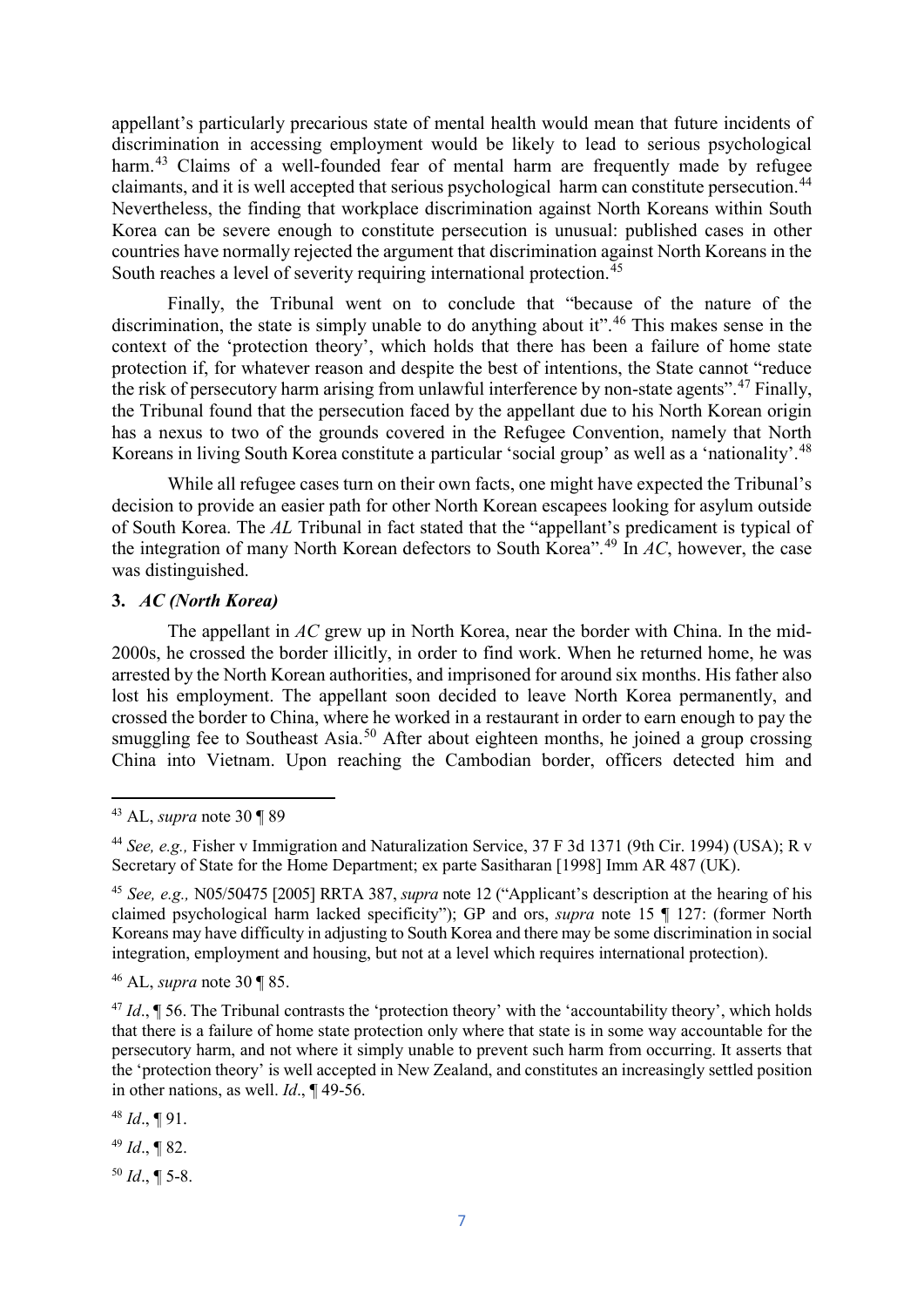appellant's particularly precarious state of mental health would mean that future incidents of discrimination in accessing employment would be likely to lead to serious psychological harm.[43] Claims of a well-founded fear of mental harm are frequently made by refugee claimants, and it is well accepted that serious psychological harm can constitute persecution.[44] Nevertheless, the finding that workplace discrimination against North Koreans within South Korea can be severe enough to constitute persecution is unusual: published cases in other countries have normally rejected the argument that discrimination against North Koreans in the South reaches a level of severity requiring international protection.[45]

Finally, the Tribunal went on to conclude that "because of the nature of the discrimination, the state is simply unable to do anything about it".[46] This makes sense in the context of the 'protection theory', which holds that there has been a failure of home state protection if, for whatever reason and despite the best of intentions, the State cannot "reduce the risk of persecutory harm arising from unlawful interference by non-state agents".[47] Finally, the Tribunal found that the persecution faced by the appellant due to his North Korean origin has a nexus to two of the grounds covered in the Refugee Convention, namely that North Koreans in living South Korea constitute a particular 'social group' as well as a 'nationality'.[48]

While all refugee cases turn on their own facts, one might have expected the Tribunal's decision to provide an easier path for other North Korean escapees looking for asylum outside of South Korea. The *AL* Tribunal in fact stated that the "appellant's predicament is typical of the integration of many North Korean defectors to South Korea".[49] In *AC*, however, the case was distinguished.

### 3. *AC (North Korea)*

The appellant in *AC* grew up in North Korea, near the border with China. In the mid-2000s, he crossed the border illicitly, in order to find work. When he returned home, he was arrested by the North Korean authorities, and imprisoned for around six months. His father also lost his employment. The appellant soon decided to leave North Korea permanently, and crossed the border to China, where he worked in a restaurant in order to earn enough to pay the smuggling fee to Southeast Asia.[50] After about eighteen months, he joined a group crossing China into Vietnam. Upon reaching the Cambodian border, officers detected him and

---

[43] AL, *supra* note 30 ¶ 89

[44] *See, e.g.,* Fisher v Immigration and Naturalization Service, 37 F 3d 1371 (9th Cir. 1994) (USA); R v Secretary of State for the Home Department; ex parte Sasitharan [1998] Imm AR 487 (UK).

[45] *See, e.g.,* N05/50475 [2005] RRTA 387, *supra* note 12 ("Applicant's description at the hearing of his claimed psychological harm lacked specificity"); GP and ors, *supra* note 15 ¶ 127: (former North Koreans may have difficulty in adjusting to South Korea and there may be some discrimination in social integration, employment and housing, but not at a level which requires international protection).

[46] AL, *supra* note 30 ¶ 85.

[47] *Id*., ¶ 56. The Tribunal contrasts the 'protection theory' with the 'accountability theory', which holds that there is a failure of home state protection only where that state is in some way accountable for the persecutory harm, and not where it simply unable to prevent such harm from occurring. It asserts that the 'protection theory' is well accepted in New Zealand, and constitutes an increasingly settled position in other nations, as well. *Id*., ¶ 49-56.

[48] *Id*., ¶ 91.

[49] *Id*., ¶ 82.

[50] *Id*., ¶ 5-8.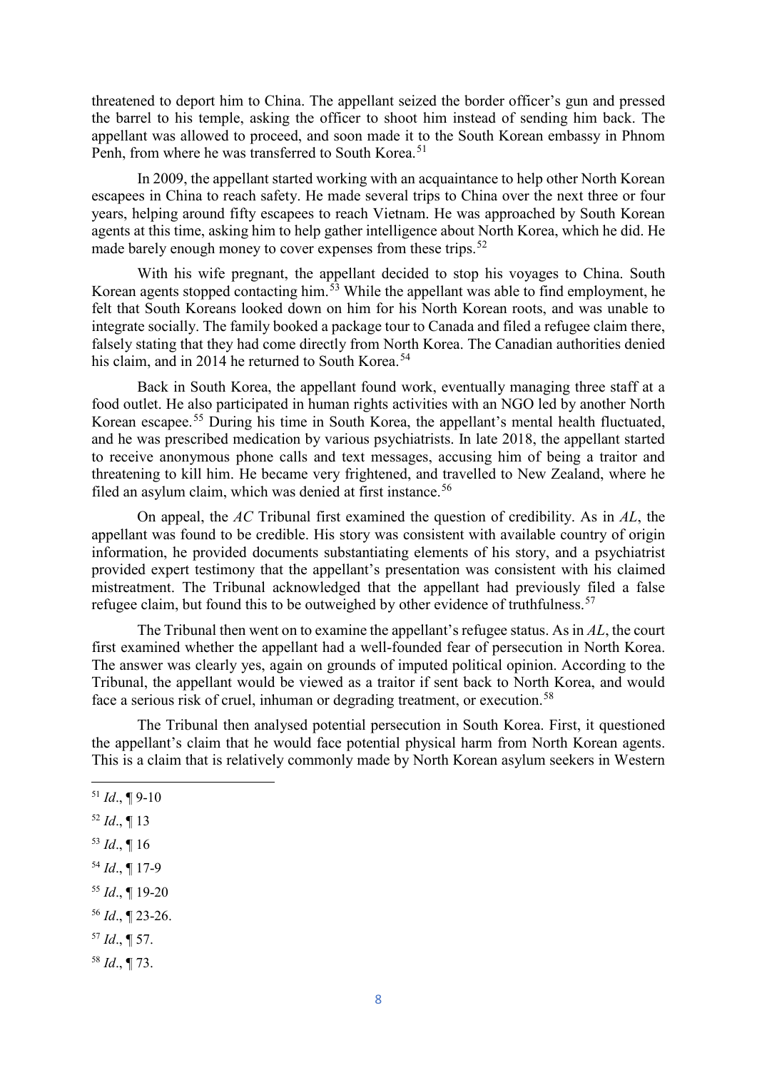threatened to deport him to China. The appellant seized the border officer's gun and pressed the barrel to his temple, asking the officer to shoot him instead of sending him back. The appellant was allowed to proceed, and soon made it to the South Korean embassy in Phnom Penh, from where he was transferred to South Korea.[51]

In 2009, the appellant started working with an acquaintance to help other North Korean escapees in China to reach safety. He made several trips to China over the next three or four years, helping around fifty escapees to reach Vietnam. He was approached by South Korean agents at this time, asking him to help gather intelligence about North Korea, which he did. He made barely enough money to cover expenses from these trips.[52]

With his wife pregnant, the appellant decided to stop his voyages to China. South Korean agents stopped contacting him.[53] While the appellant was able to find employment, he felt that South Koreans looked down on him for his North Korean roots, and was unable to integrate socially. The family booked a package tour to Canada and filed a refugee claim there, falsely stating that they had come directly from North Korea. The Canadian authorities denied his claim, and in 2014 he returned to South Korea.[54]

Back in South Korea, the appellant found work, eventually managing three staff at a food outlet. He also participated in human rights activities with an NGO led by another North Korean escapee.[55] During his time in South Korea, the appellant's mental health fluctuated, and he was prescribed medication by various psychiatrists. In late 2018, the appellant started to receive anonymous phone calls and text messages, accusing him of being a traitor and threatening to kill him. He became very frightened, and travelled to New Zealand, where he filed an asylum claim, which was denied at first instance.[56]

On appeal, the *AC* Tribunal first examined the question of credibility. As in *AL*, the appellant was found to be credible. His story was consistent with available country of origin information, he provided documents substantiating elements of his story, and a psychiatrist provided expert testimony that the appellant's presentation was consistent with his claimed mistreatment. The Tribunal acknowledged that the appellant had previously filed a false refugee claim, but found this to be outweighed by other evidence of truthfulness.[57]

The Tribunal then went on to examine the appellant's refugee status. As in *AL*, the court first examined whether the appellant had a well-founded fear of persecution in North Korea. The answer was clearly yes, again on grounds of imputed political opinion. According to the Tribunal, the appellant would be viewed as a traitor if sent back to North Korea, and would face a serious risk of cruel, inhuman or degrading treatment, or execution.[58]

The Tribunal then analysed potential persecution in South Korea. First, it questioned the appellant's claim that he would face potential physical harm from North Korean agents. This is a claim that is relatively commonly made by North Korean asylum seekers in Western

---

[51] *Id*., ¶ 9-10

[52] *Id*., ¶ 13

[53] *Id*., ¶ 16

[54] *Id*., ¶ 17-9

[55] *Id*., ¶ 19-20

[56] *Id*., ¶ 23-26.

[57] *Id*., ¶ 57.

[58] *Id*., ¶ 73.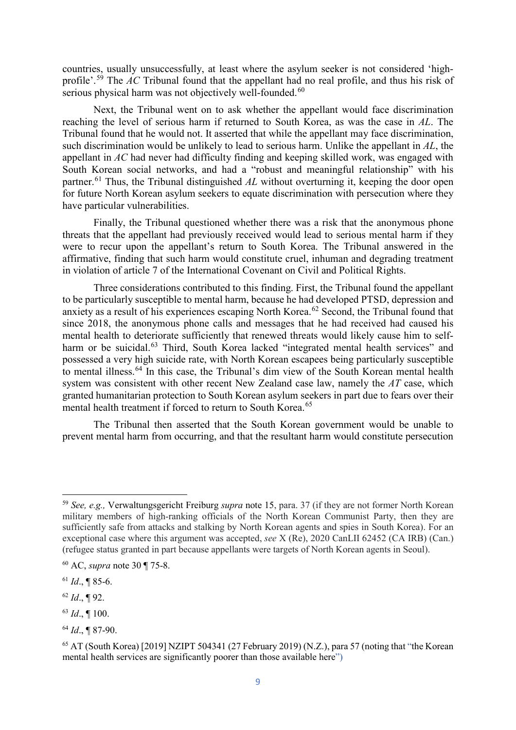countries, usually unsuccessfully, at least where the asylum seeker is not considered 'high-profile'.[59] The *AC* Tribunal found that the appellant had no real profile, and thus his risk of serious physical harm was not objectively well-founded.[60]

Next, the Tribunal went on to ask whether the appellant would face discrimination reaching the level of serious harm if returned to South Korea, as was the case in *AL*. The Tribunal found that he would not. It asserted that while the appellant may face discrimination, such discrimination would be unlikely to lead to serious harm. Unlike the appellant in *AL*, the appellant in *AC* had never had difficulty finding and keeping skilled work, was engaged with South Korean social networks, and had a "robust and meaningful relationship" with his partner.[61] Thus, the Tribunal distinguished *AL* without overturning it, keeping the door open for future North Korean asylum seekers to equate discrimination with persecution where they have particular vulnerabilities.

Finally, the Tribunal questioned whether there was a risk that the anonymous phone threats that the appellant had previously received would lead to serious mental harm if they were to recur upon the appellant's return to South Korea. The Tribunal answered in the affirmative, finding that such harm would constitute cruel, inhuman and degrading treatment in violation of article 7 of the International Covenant on Civil and Political Rights.

Three considerations contributed to this finding. First, the Tribunal found the appellant to be particularly susceptible to mental harm, because he had developed PTSD, depression and anxiety as a result of his experiences escaping North Korea.[62] Second, the Tribunal found that since 2018, the anonymous phone calls and messages that he had received had caused his mental health to deteriorate sufficiently that renewed threats would likely cause him to self-harm or be suicidal.[63] Third, South Korea lacked "integrated mental health services" and possessed a very high suicide rate, with North Korean escapees being particularly susceptible to mental illness.[64] In this case, the Tribunal's dim view of the South Korean mental health system was consistent with other recent New Zealand case law, namely the *AT* case, which granted humanitarian protection to South Korean asylum seekers in part due to fears over their mental health treatment if forced to return to South Korea.[65]

The Tribunal then asserted that the South Korean government would be unable to prevent mental harm from occurring, and that the resultant harm would constitute persecution

---

[59] *See, e.g.,* Verwaltungsgericht Freiburg *supra* note 15, para. 37 (if they are not former North Korean military members of high-ranking officials of the North Korean Communist Party, then they are sufficiently safe from attacks and stalking by North Korean agents and spies in South Korea). For an exceptional case where this argument was accepted, *see* X (Re), 2020 CanLII 62452 (CA IRB) (Can.) (refugee status granted in part because appellants were targets of North Korean agents in Seoul).

[60] AC, *supra* note 30 ¶ 75-8.

[61] *Id*., ¶ 85-6.

[62] *Id*., ¶ 92.

[63] *Id*., ¶ 100.

[64] *Id*., ¶ 87-90.

[65] AT (South Korea) [2019] NZIPT 504341 (27 February 2019) (N.Z.), para 57 (noting that "the Korean mental health services are significantly poorer than those available here")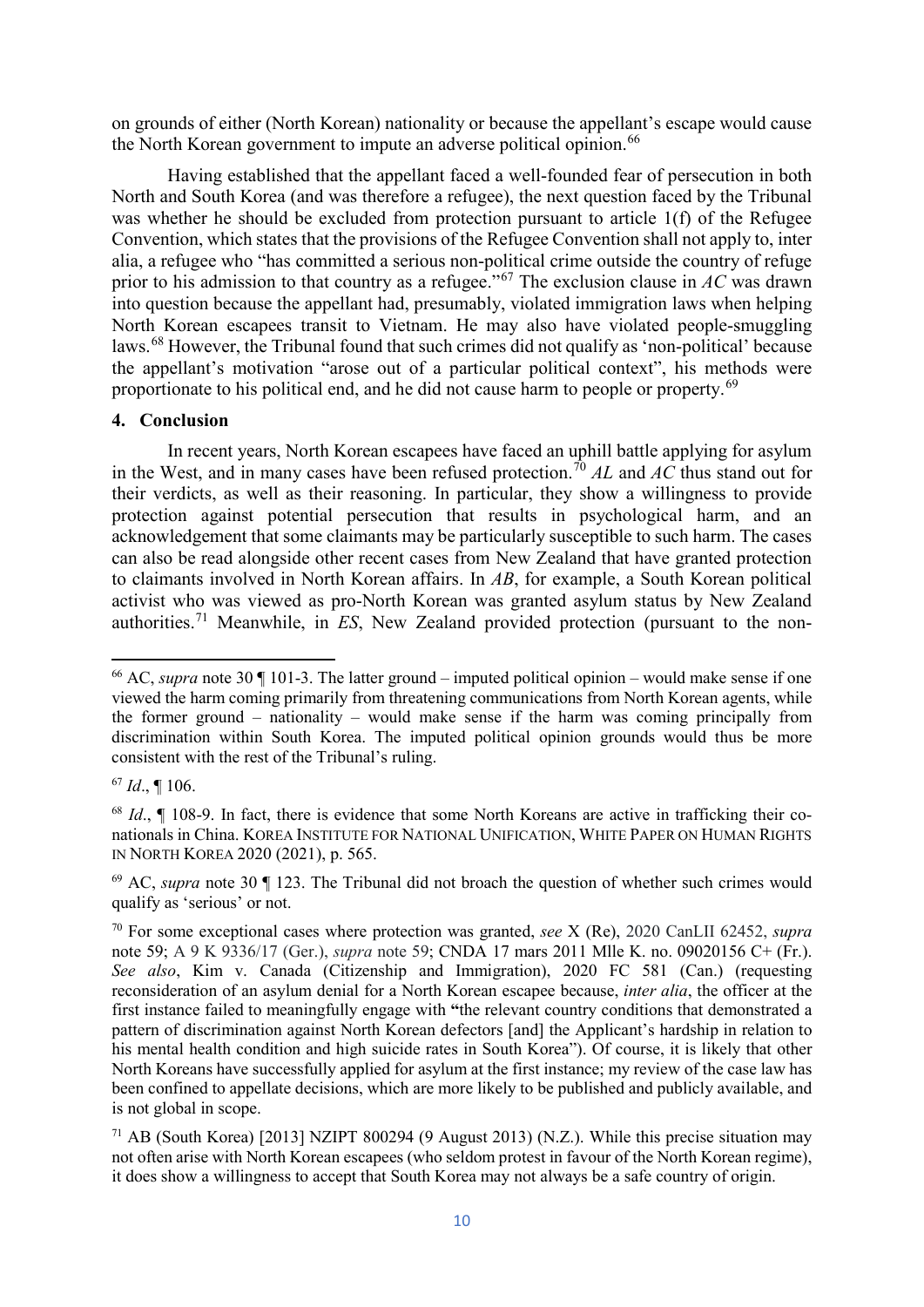on grounds of either (North Korean) nationality or because the appellant's escape would cause the North Korean government to impute an adverse political opinion.[66]

Having established that the appellant faced a well-founded fear of persecution in both North and South Korea (and was therefore a refugee), the next question faced by the Tribunal was whether he should be excluded from protection pursuant to article 1(f) of the Refugee Convention, which states that the provisions of the Refugee Convention shall not apply to, inter alia, a refugee who "has committed a serious non-political crime outside the country of refuge prior to his admission to that country as a refugee."[67] The exclusion clause in *AC* was drawn into question because the appellant had, presumably, violated immigration laws when helping North Korean escapees transit to Vietnam. He may also have violated people-smuggling laws.[68] However, the Tribunal found that such crimes did not qualify as 'non-political' because the appellant's motivation "arose out of a particular political context", his methods were proportionate to his political end, and he did not cause harm to people or property.[69]

### 4. Conclusion

In recent years, North Korean escapees have faced an uphill battle applying for asylum in the West, and in many cases have been refused protection.[70] *AL* and *AC* thus stand out for their verdicts, as well as their reasoning. In particular, they show a willingness to provide protection against potential persecution that results in psychological harm, and an acknowledgement that some claimants may be particularly susceptible to such harm. The cases can also be read alongside other recent cases from New Zealand that have granted protection to claimants involved in North Korean affairs. In *AB*, for example, a South Korean political activist who was viewed as pro-North Korean was granted asylum status by New Zealand authorities.[71] Meanwhile, in *ES*, New Zealand provided protection (pursuant to the non-

---

[66] AC, *supra* note 30 ¶ 101-3. The latter ground – imputed political opinion – would make sense if one viewed the harm coming primarily from threatening communications from North Korean agents, while the former ground – nationality – would make sense if the harm was coming principally from discrimination within South Korea. The imputed political opinion grounds would thus be more consistent with the rest of the Tribunal's ruling.

[67] *Id*., ¶ 106.

[68] *Id*., ¶ 108-9. In fact, there is evidence that some North Koreans are active in trafficking their co-nationals in China. KOREA INSTITUTE FOR NATIONAL UNIFICATION, WHITE PAPER ON HUMAN RIGHTS IN NORTH KOREA 2020 (2021), p. 565.

[69] AC, *supra* note 30 ¶ 123. The Tribunal did not broach the question of whether such crimes would qualify as 'serious' or not.

[70] For some exceptional cases where protection was granted, *see* X (Re), 2020 CanLII 62452, *supra* note 59; A 9 K 9336/17 (Ger.), *supra* note 59; CNDA 17 mars 2011 Mlle K. no. 09020156 C+ (Fr.). *See also*, Kim v. Canada (Citizenship and Immigration), 2020 FC 581 (Can.) (requesting reconsideration of an asylum denial for a North Korean escapee because, *inter alia*, the officer at the first instance failed to meaningfully engage with **"**the relevant country conditions that demonstrated a pattern of discrimination against North Korean defectors [and] the Applicant's hardship in relation to his mental health condition and high suicide rates in South Korea"). Of course, it is likely that other North Koreans have successfully applied for asylum at the first instance; my review of the case law has been confined to appellate decisions, which are more likely to be published and publicly available, and is not global in scope.

[71] AB (South Korea) [2013] NZIPT 800294 (9 August 2013) (N.Z.). While this precise situation may not often arise with North Korean escapees (who seldom protest in favour of the North Korean regime), it does show a willingness to accept that South Korea may not always be a safe country of origin.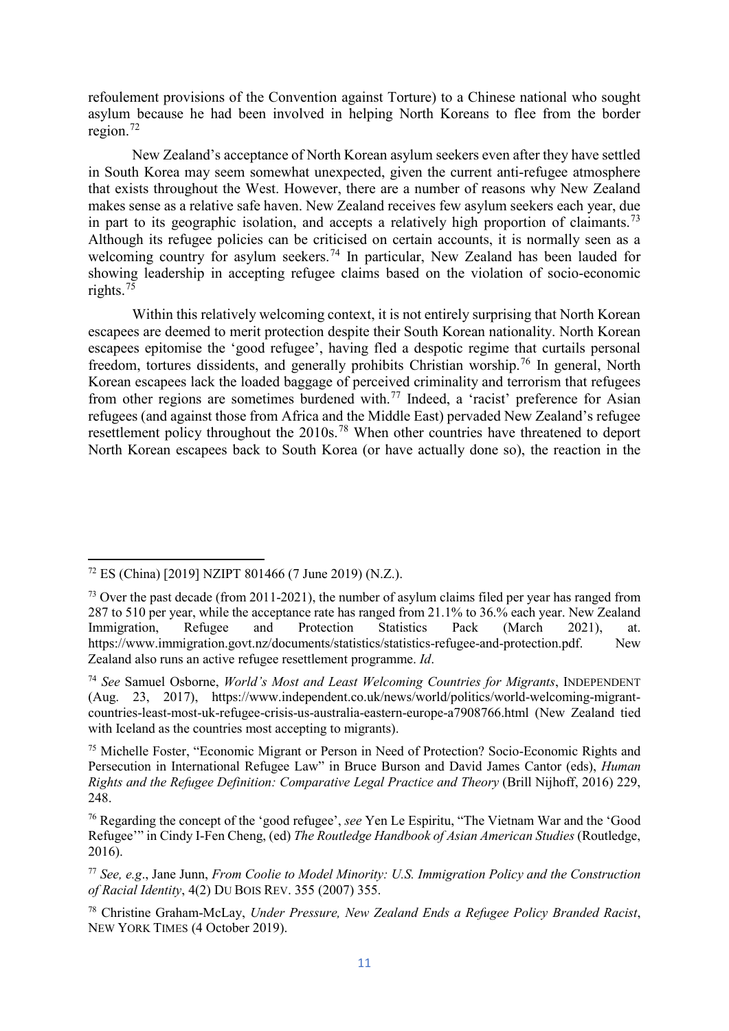refoulement provisions of the Convention against Torture) to a Chinese national who sought asylum because he had been involved in helping North Koreans to flee from the border region.[72]

New Zealand's acceptance of North Korean asylum seekers even after they have settled in South Korea may seem somewhat unexpected, given the current anti-refugee atmosphere that exists throughout the West. However, there are a number of reasons why New Zealand makes sense as a relative safe haven. New Zealand receives few asylum seekers each year, due in part to its geographic isolation, and accepts a relatively high proportion of claimants.[73] Although its refugee policies can be criticised on certain accounts, it is normally seen as a welcoming country for asylum seekers.[74] In particular, New Zealand has been lauded for showing leadership in accepting refugee claims based on the violation of socio-economic rights.[75]

Within this relatively welcoming context, it is not entirely surprising that North Korean escapees are deemed to merit protection despite their South Korean nationality. North Korean escapees epitomise the 'good refugee', having fled a despotic regime that curtails personal freedom, tortures dissidents, and generally prohibits Christian worship.[76] In general, North Korean escapees lack the loaded baggage of perceived criminality and terrorism that refugees from other regions are sometimes burdened with.[77] Indeed, a 'racist' preference for Asian refugees (and against those from Africa and the Middle East) pervaded New Zealand's refugee resettlement policy throughout the 2010s.[78] When other countries have threatened to deport North Korean escapees back to South Korea (or have actually done so), the reaction in the

---

[72] ES (China) [2019] NZIPT 801466 (7 June 2019) (N.Z.).

[73] Over the past decade (from 2011-2021), the number of asylum claims filed per year has ranged from 287 to 510 per year, while the acceptance rate has ranged from 21.1% to 36.% each year. New Zealand Immigration, Refugee and Protection Statistics Pack (March 2021), at. https://www.immigration.govt.nz/documents/statistics/statistics-refugee-and-protection.pdf. New Zealand also runs an active refugee resettlement programme. *Id*.

[74] *See* Samuel Osborne, *World's Most and Least Welcoming Countries for Migrants*, INDEPENDENT (Aug. 23, 2017), https://www.independent.co.uk/news/world/politics/world-welcoming-migrant-countries-least-most-uk-refugee-crisis-us-australia-eastern-europe-a7908766.html (New Zealand tied with Iceland as the countries most accepting to migrants).

[75] Michelle Foster, "Economic Migrant or Person in Need of Protection? Socio-Economic Rights and Persecution in International Refugee Law" in Bruce Burson and David James Cantor (eds), *Human Rights and the Refugee Definition: Comparative Legal Practice and Theory* (Brill Nijhoff, 2016) 229, 248.

[76] Regarding the concept of the 'good refugee', *see* Yen Le Espiritu, "The Vietnam War and the 'Good Refugee'" in Cindy I-Fen Cheng, (ed) *The Routledge Handbook of Asian American Studies* (Routledge, 2016).

[77] *See, e.g*., Jane Junn, *From Coolie to Model Minority: U.S. Immigration Policy and the Construction of Racial Identity*, 4(2) DU BOIS REV. 355 (2007) 355.

[78] Christine Graham-McLay, *Under Pressure, New Zealand Ends a Refugee Policy Branded Racist*, NEW YORK TIMES (4 October 2019).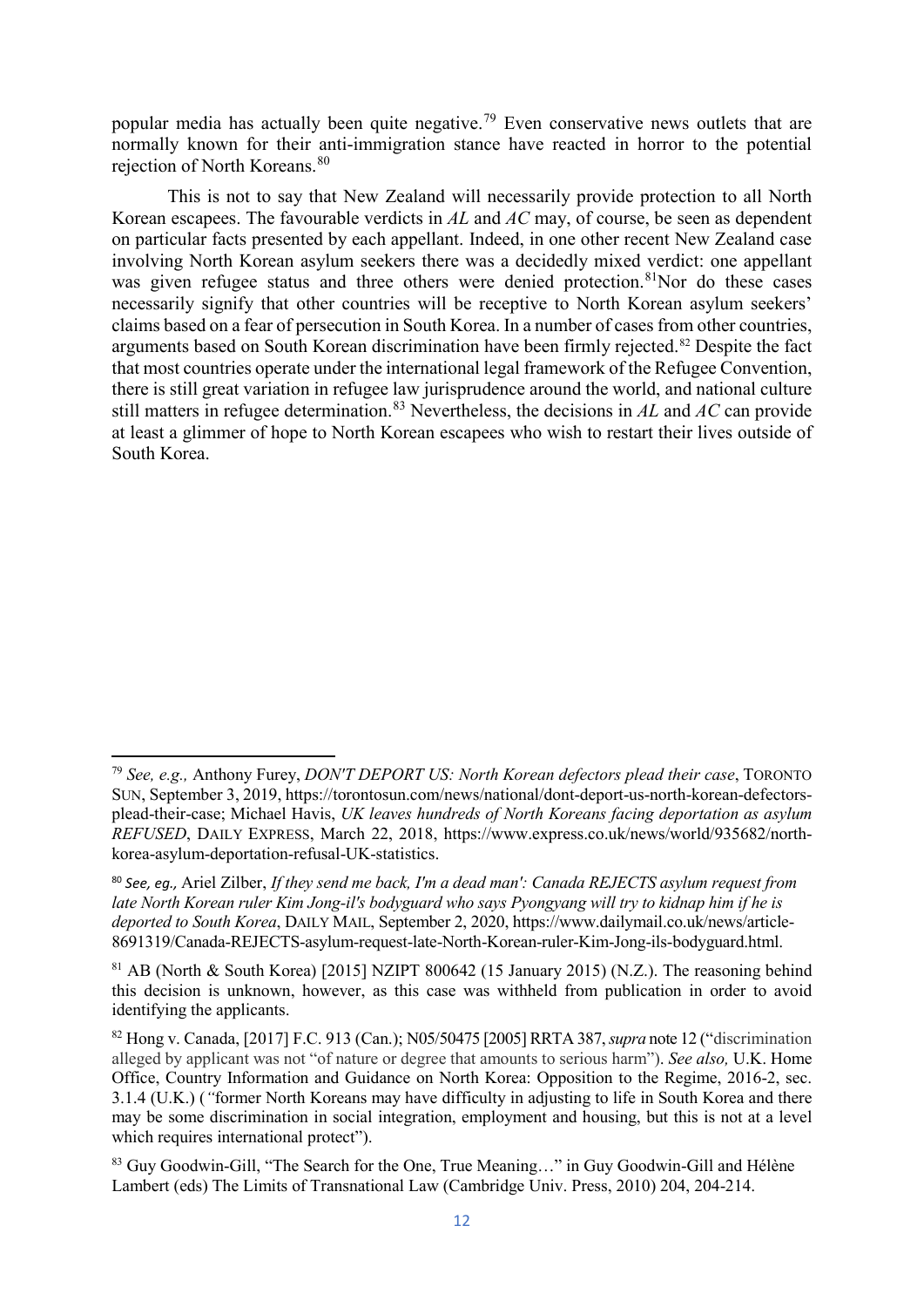popular media has actually been quite negative.[79] Even conservative news outlets that are normally known for their anti-immigration stance have reacted in horror to the potential rejection of North Koreans.[80]

This is not to say that New Zealand will necessarily provide protection to all North Korean escapees. The favourable verdicts in *AL* and *AC* may, of course, be seen as dependent on particular facts presented by each appellant. Indeed, in one other recent New Zealand case involving North Korean asylum seekers there was a decidedly mixed verdict: one appellant was given refugee status and three others were denied protection.[81]Nor do these cases necessarily signify that other countries will be receptive to North Korean asylum seekers' claims based on a fear of persecution in South Korea. In a number of cases from other countries, arguments based on South Korean discrimination have been firmly rejected.[82] Despite the fact that most countries operate under the international legal framework of the Refugee Convention, there is still great variation in refugee law jurisprudence around the world, and national culture still matters in refugee determination.[83] Nevertheless, the decisions in *AL* and *AC* can provide at least a glimmer of hope to North Korean escapees who wish to restart their lives outside of South Korea.

---

[79] *See, e.g.,* Anthony Furey, *DON'T DEPORT US: North Korean defectors plead their case*, TORONTO SUN, September 3, 2019, https://torontosun.com/news/national/dont-deport-us-north-korean-defectors-plead-their-case; Michael Havis, *UK leaves hundreds of North Koreans facing deportation as asylum REFUSED*, DAILY EXPRESS, March 22, 2018, https://www.express.co.uk/news/world/935682/north-korea-asylum-deportation-refusal-UK-statistics.

[80] *See, eg.,* Ariel Zilber, *If they send me back, I'm a dead man': Canada REJECTS asylum request from late North Korean ruler Kim Jong-il's bodyguard who says Pyongyang will try to kidnap him if he is deported to South Korea*, DAILY MAIL, September 2, 2020, https://www.dailymail.co.uk/news/article-8691319/Canada-REJECTS-asylum-request-late-North-Korean-ruler-Kim-Jong-ils-bodyguard.html.

[81] AB (North & South Korea) [2015] NZIPT 800642 (15 January 2015) (N.Z.). The reasoning behind this decision is unknown, however, as this case was withheld from publication in order to avoid identifying the applicants.

[82] Hong v. Canada, [2017] F.C. 913 (Can.); N05/50475 [2005] RRTA 387, *supra* note 12 ("discrimination alleged by applicant was not "of nature or degree that amounts to serious harm"). *See also,* U.K. Home Office, Country Information and Guidance on North Korea: Opposition to the Regime, 2016-2, sec. 3.1.4 (U.K.) ("former North Koreans may have difficulty in adjusting to life in South Korea and there may be some discrimination in social integration, employment and housing, but this is not at a level which requires international protect").

[83] Guy Goodwin-Gill, "The Search for the One, True Meaning…" in Guy Goodwin-Gill and Hélène Lambert (eds) The Limits of Transnational Law (Cambridge Univ. Press, 2010) 204, 204-214.